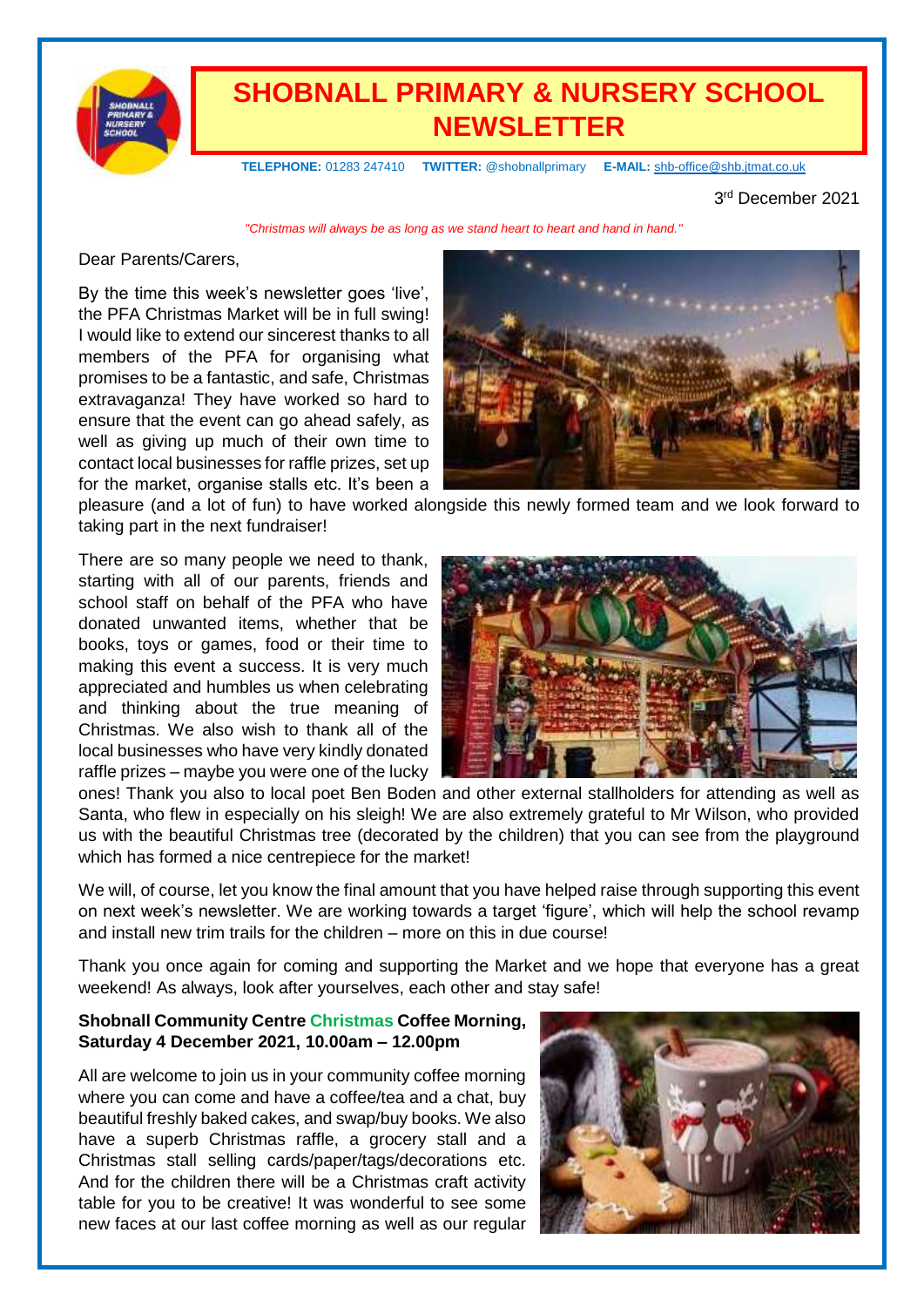# SHOBNALL PRIMARY & NURSERY SCHOOL NEWSLETTER

**TELEPHONE:** 01283 247410 **TWITTER:** @shobnallprimary **E-MAIL:** shb-office@shb.jtmat.co.uk

3rd December 2021

*"Christmas will always be as long as we stand heart to heart and hand in hand."*

Dear Parents/Carers,

By the time this week's newsletter goes 'live', the PFA Christmas Market will be in full swing! I would like to extend our sincerest thanks to all members of the PFA for organising what promises to be a fantastic, and safe, Christmas extravaganza! They have worked so hard to ensure that the event can go ahead safely, as well as giving up much of their own time to contact local businesses for raffle prizes, set up for the market, organise stalls etc. It's been a pleasure (and a lot of fun) to have worked alongside this newly formed team and we look forward to taking part in the next fundraiser!

There are so many people we need to thank, starting with all of our parents, friends and school staff on behalf of the PFA who have donated unwanted items, whether that be books, toys or games, food or their time to making this event a success. It is very much appreciated and humbles us when celebrating and thinking about the true meaning of Christmas. We also wish to thank all of the local businesses who have very kindly donated raffle prizes – maybe you were one of the lucky ones! Thank you also to local poet Ben Boden and other external stallholders for attending as well as Santa, who flew in especially on his sleigh! We are also extremely grateful to Mr Wilson, who provided us with the beautiful Christmas tree (decorated by the children) that you can see from the playground which has formed a nice centrepiece for the market!

We will, of course, let you know the final amount that you have helped raise through supporting this event on next week's newsletter. We are working towards a target 'figure', which will help the school revamp and install new trim trails for the children – more on this in due course!

Thank you once again for coming and supporting the Market and we hope that everyone has a great weekend! As always, look after yourselves, each other and stay safe!

**Shobnall Community Centre Christmas Coffee Morning, Saturday 4 December 2021, 10.00am – 12.00pm**

All are welcome to join us in your community coffee morning where you can come and have a coffee/tea and a chat, buy beautiful freshly baked cakes, and swap/buy books. We also have a superb Christmas raffle, a grocery stall and a Christmas stall selling cards/paper/tags/decorations etc. And for the children there will be a Christmas craft activity table for you to be creative! It was wonderful to see some new faces at our last coffee morning as well as our regular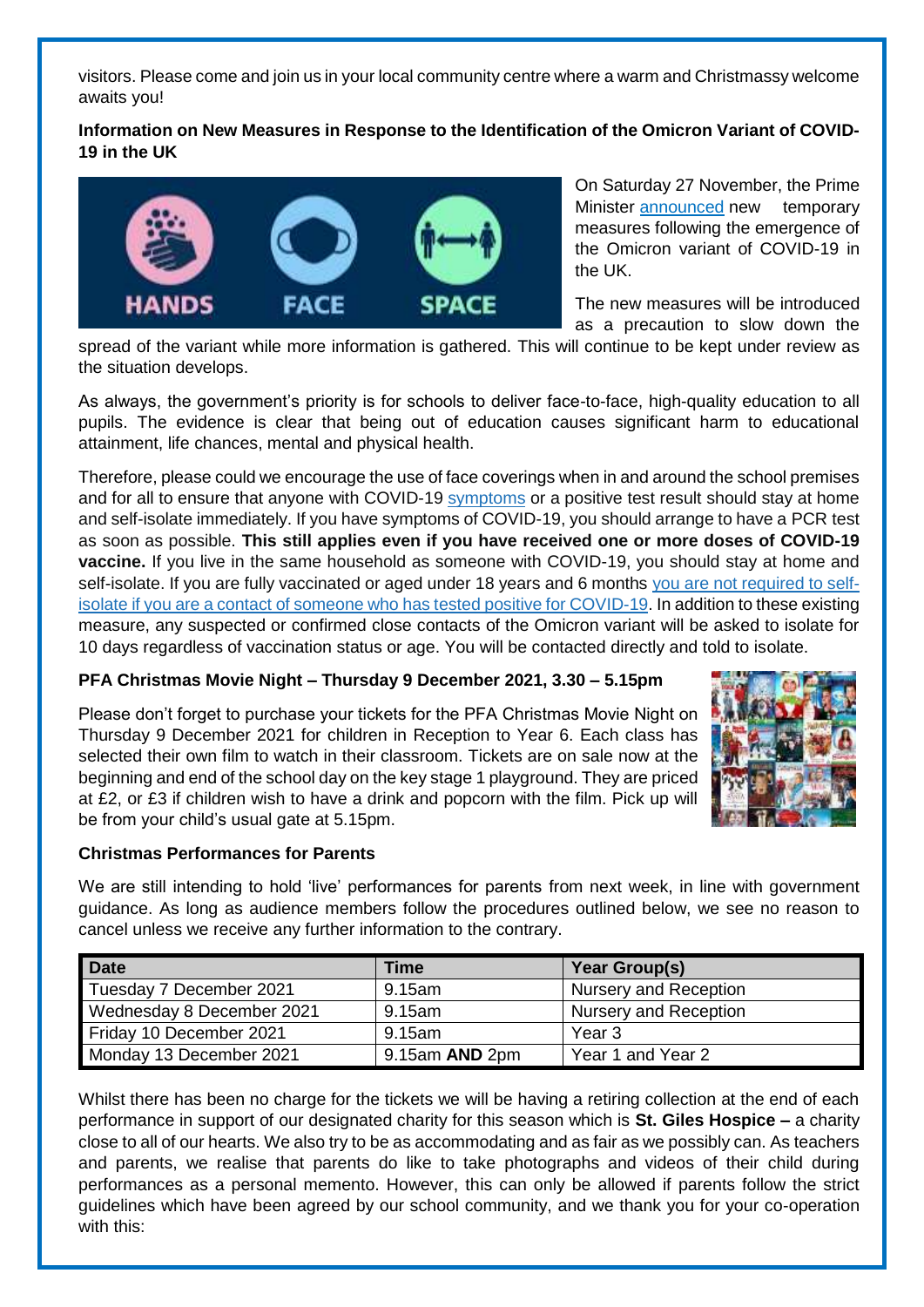visitors. Please come and join us in your local community centre where a warm and Christmassy welcome awaits you!

**Information on New Measures in Response to the Identification of the Omicron Variant of COVID-19 in the UK**

On Saturday 27 November, the Prime Minister announced new temporary measures following the emergence of the Omicron variant of COVID-19 in the UK.

The new measures will be introduced as a precaution to slow down the spread of the variant while more information is gathered. This will continue to be kept under review as the situation develops.

As always, the government's priority is for schools to deliver face-to-face, high-quality education to all pupils. The evidence is clear that being out of education causes significant harm to educational attainment, life chances, mental and physical health.

Therefore, please could we encourage the use of face coverings when in and around the school premises and for all to ensure that anyone with COVID-19 symptoms or a positive test result should stay at home and self-isolate immediately. If you have symptoms of COVID-19, you should arrange to have a PCR test as soon as possible. **This still applies even if you have received one or more doses of COVID-19 vaccine.** If you live in the same household as someone with COVID-19, you should stay at home and self-isolate. If you are fully vaccinated or aged under 18 years and 6 months you are not required to self-isolate if you are a contact of someone who has tested positive for COVID-19. In addition to these existing measure, any suspected or confirmed close contacts of the Omicron variant will be asked to isolate for 10 days regardless of vaccination status or age. You will be contacted directly and told to isolate.

**PFA Christmas Movie Night – Thursday 9 December 2021, 3.30 – 5.15pm**

Please don't forget to purchase your tickets for the PFA Christmas Movie Night on Thursday 9 December 2021 for children in Reception to Year 6. Each class has selected their own film to watch in their classroom. Tickets are on sale now at the beginning and end of the school day on the key stage 1 playground. They are priced at £2, or £3 if children wish to have a drink and popcorn with the film. Pick up will be from your child's usual gate at 5.15pm.

**Christmas Performances for Parents**

We are still intending to hold 'live' performances for parents from next week, in line with government guidance. As long as audience members follow the procedures outlined below, we see no reason to cancel unless we receive any further information to the contrary.

| Date | Time | Year Group(s) |
|---|---|---|
| Tuesday 7 December 2021 | 9.15am | Nursery and Reception |
| Wednesday 8 December 2021 | 9.15am | Nursery and Reception |
| Friday 10 December 2021 | 9.15am | Year 3 |
| Monday 13 December 2021 | 9.15am **AND** 2pm | Year 1 and Year 2 |

Whilst there has been no charge for the tickets we will be having a retiring collection at the end of each performance in support of our designated charity for this season which is **St. Giles Hospice –** a charity close to all of our hearts. We also try to be as accommodating and as fair as we possibly can. As teachers and parents, we realise that parents do like to take photographs and videos of their child during performances as a personal memento. However, this can only be allowed if parents follow the strict guidelines which have been agreed by our school community, and we thank you for your co-operation with this: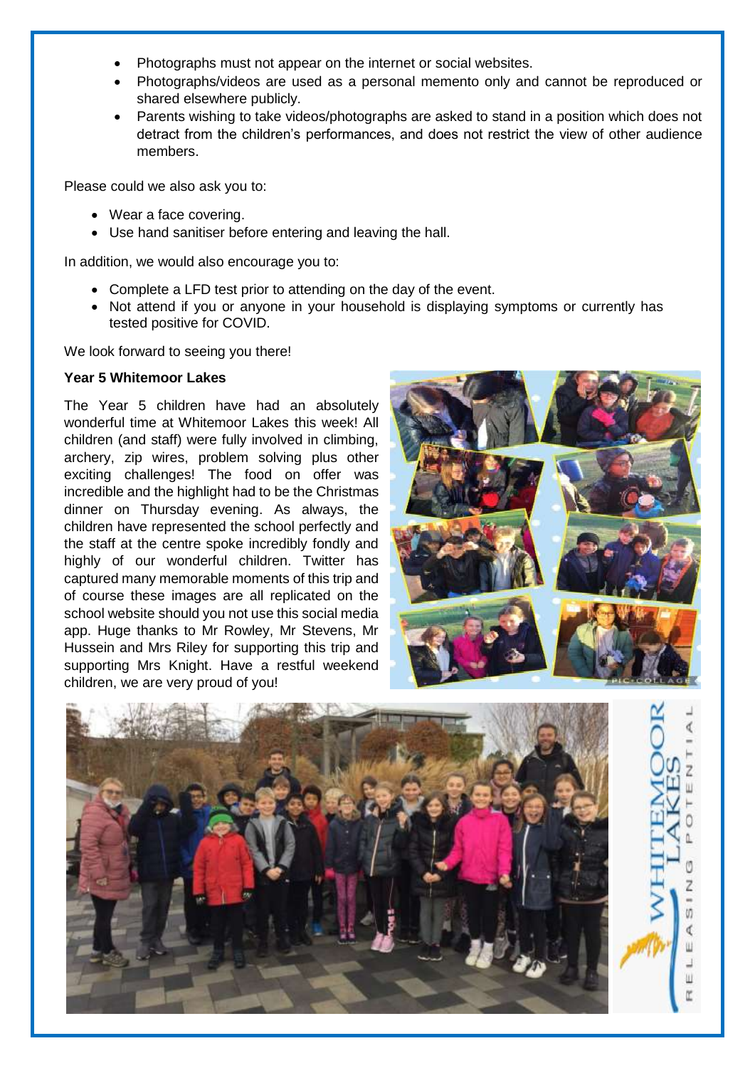- Photographs must not appear on the internet or social websites.
- Photographs/videos are used as a personal memento only and cannot be reproduced or shared elsewhere publicly.
- Parents wishing to take videos/photographs are asked to stand in a position which does not detract from the children's performances, and does not restrict the view of other audience members.

Please could we also ask you to:

- Wear a face covering.
- Use hand sanitiser before entering and leaving the hall.

In addition, we would also encourage you to:

- Complete a LFD test prior to attending on the day of the event.
- Not attend if you or anyone in your household is displaying symptoms or currently has tested positive for COVID.

We look forward to seeing you there!

**Year 5 Whitemoor Lakes**

The Year 5 children have had an absolutely wonderful time at Whitemoor Lakes this week! All children (and staff) were fully involved in climbing, archery, zip wires, problem solving plus other exciting challenges! The food on offer was incredible and the highlight had to be the Christmas dinner on Thursday evening. As always, the children have represented the school perfectly and the staff at the centre spoke incredibly fondly and highly of our wonderful children. Twitter has captured many memorable moments of this trip and of course these images are all replicated on the school website should you not use this social media app. Huge thanks to Mr Rowley, Mr Stevens, Mr Hussein and Mrs Riley for supporting this trip and supporting Mrs Knight. Have a restful weekend children, we are very proud of you!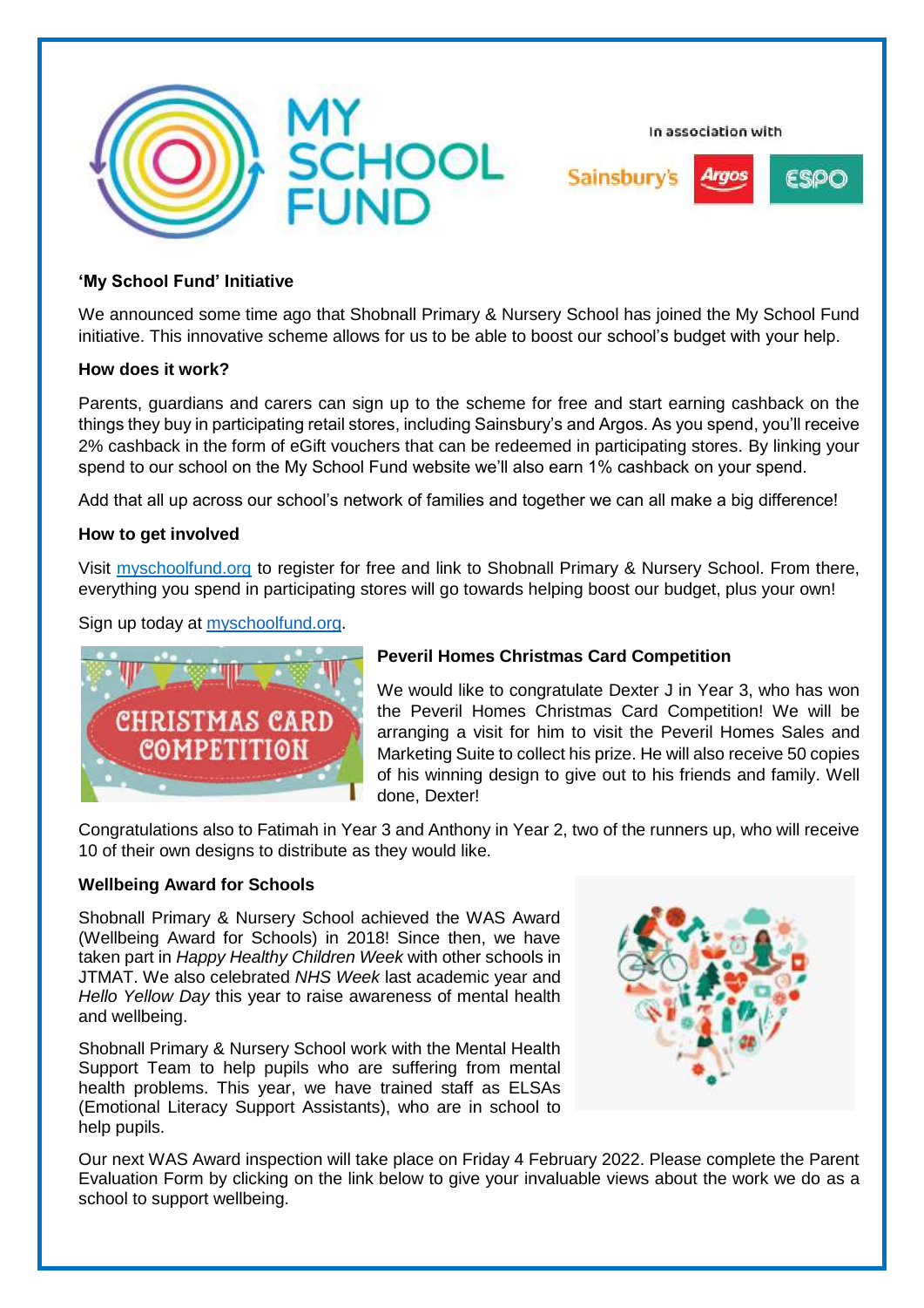## 'My School Fund' Initiative

We announced some time ago that Shobnall Primary & Nursery School has joined the My School Fund initiative. This innovative scheme allows for us to be able to boost our school's budget with your help.

### How does it work?

Parents, guardians and carers can sign up to the scheme for free and start earning cashback on the things they buy in participating retail stores, including Sainsbury's and Argos. As you spend, you'll receive 2% cashback in the form of eGift vouchers that can be redeemed in participating stores. By linking your spend to our school on the My School Fund website we'll also earn 1% cashback on your spend.

Add that all up across our school's network of families and together we can all make a big difference!

### How to get involved

Visit [myschoolfund.org](myschoolfund.org) to register for free and link to Shobnall Primary & Nursery School. From there, everything you spend in participating stores will go towards helping boost our budget, plus your own!

Sign up today at [myschoolfund.org](myschoolfund.org).

## Peveril Homes Christmas Card Competition

We would like to congratulate Dexter J in Year 3, who has won the Peveril Homes Christmas Card Competition! We will be arranging a visit for him to visit the Peveril Homes Sales and Marketing Suite to collect his prize. He will also receive 50 copies of his winning design to give out to his friends and family. Well done, Dexter!

Congratulations also to Fatimah in Year 3 and Anthony in Year 2, two of the runners up, who will receive 10 of their own designs to distribute as they would like.

## Wellbeing Award for Schools

Shobnall Primary & Nursery School achieved the WAS Award (Wellbeing Award for Schools) in 2018! Since then, we have taken part in *Happy Healthy Children Week* with other schools in JTMAT. We also celebrated *NHS Week* last academic year and *Hello Yellow Day* this year to raise awareness of mental health and wellbeing.

Shobnall Primary & Nursery School work with the Mental Health Support Team to help pupils who are suffering from mental health problems. This year, we have trained staff as ELSAs (Emotional Literacy Support Assistants), who are in school to help pupils.

Our next WAS Award inspection will take place on Friday 4 February 2022. Please complete the Parent Evaluation Form by clicking on the link below to give your invaluable views about the work we do as a school to support wellbeing.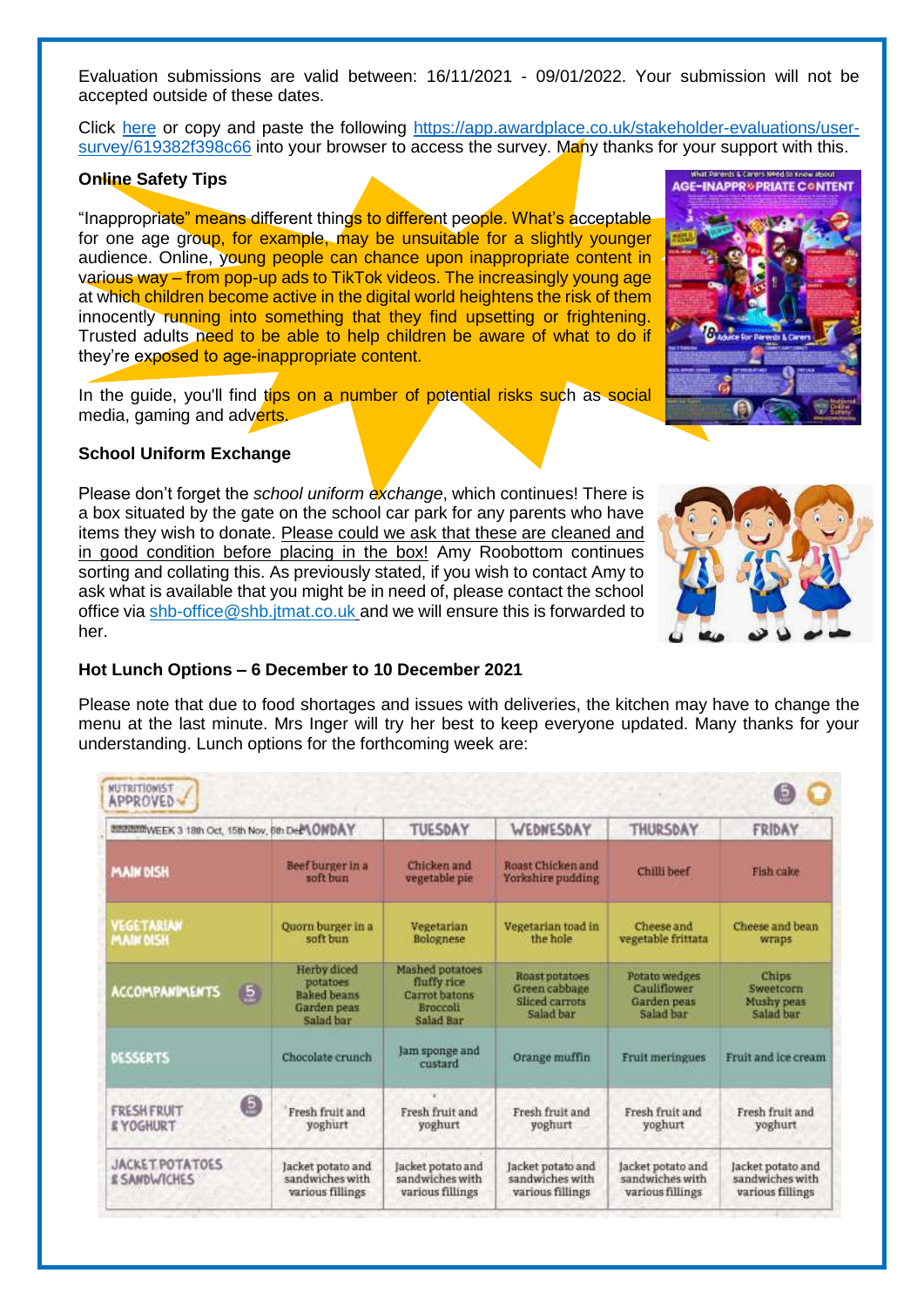Evaluation submissions are valid between: 16/11/2021 - 09/01/2022. Your submission will not be accepted outside of these dates.

Click here or copy and paste the following https://app.awardplace.co.uk/stakeholder-evaluations/user-survey/619382f398c66 into your browser to access the survey. Many thanks for your support with this.

**Online Safety Tips**

"Inappropriate" means different things to different people. What's acceptable for one age group, for example, may be unsuitable for a slightly younger audience. Online, young people can chance upon inappropriate content in various way – from pop-up ads to TikTok videos. The increasingly young age at which children become active in the digital world heightens the risk of them innocently running into something that they find upsetting or frightening. Trusted adults need to be able to help children be aware of what to do if they're exposed to age-inappropriate content.

In the guide, you'll find tips on a number of potential risks such as social media, gaming and adverts.

**School Uniform Exchange**

Please don't forget the *school uniform exchange*, which continues! There is a box situated by the gate on the school car park for any parents who have items they wish to donate. Please could we ask that these are cleaned and in good condition before placing in the box! Amy Roobottom continues sorting and collating this. As previously stated, if you wish to contact Amy to ask what is available that you might be in need of, please contact the school office via shb-office@shb.jtmat.co.uk and we will ensure this is forwarded to her.

**Hot Lunch Options – 6 December to 10 December 2021**

Please note that due to food shortages and issues with deliveries, the kitchen may have to change the menu at the last minute. Mrs Inger will try her best to keep everyone updated. Many thanks for your understanding. Lunch options for the forthcoming week are:

| WEEK 3 18th Oct, 15th Nov, 6th Dec | MONDAY | TUESDAY | WEDNESDAY | THURSDAY | FRIDAY |
|---|---|---|---|---|---|
| MAIN DISH | Beef burger in a soft bun | Chicken and vegetable pie | Roast Chicken and Yorkshire pudding | Chilli beef | Fish cake |
| VEGETARIAN MAIN DISH | Quorn burger in a soft bun | Vegetarian Bolognese | Vegetarian toad in the hole | Cheese and vegetable frittata | Cheese and bean wraps |
| ACCOMPANIMENTS | Herby diced potatoes Baked beans Garden peas Salad bar | Mashed potatoes fluffy rice Carrot batons Broccoli Salad Bar | Roast potatoes Green cabbage Sliced carrots Salad bar | Potato wedges Cauliflower Garden peas Salad bar | Chips Sweetcorn Mushy peas Salad bar |
| DESSERTS | Chocolate crunch | Jam sponge and custard | Orange muffin | Fruit meringues | Fruit and ice cream |
| FRESH FRUIT & YOGHURT | Fresh fruit and yoghurt | Fresh fruit and yoghurt | Fresh fruit and yoghurt | Fresh fruit and yoghurt | Fresh fruit and yoghurt |
| JACKET POTATOES & SANDWICHES | Jacket potato and sandwiches with various fillings | Jacket potato and sandwiches with various fillings | Jacket potato and sandwiches with various fillings | Jacket potato and sandwiches with various fillings | Jacket potato and sandwiches with various fillings |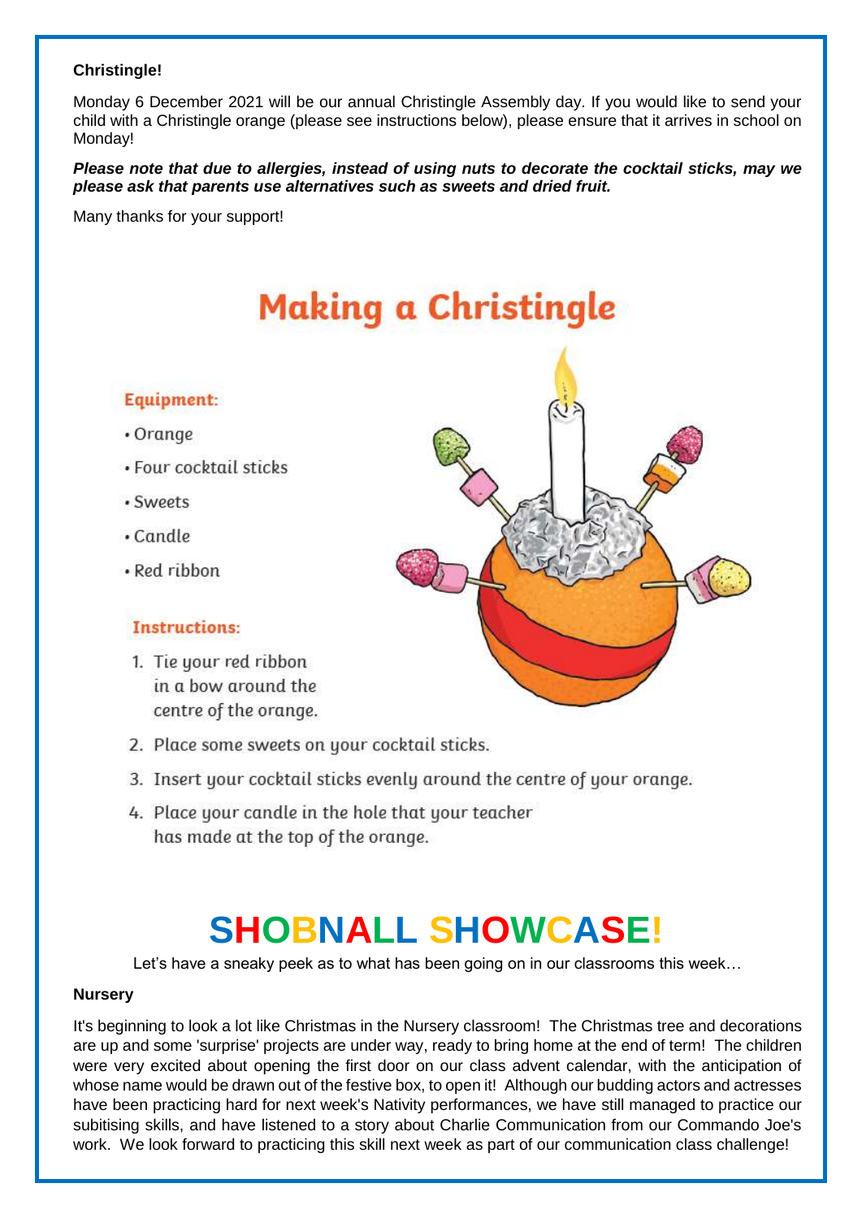**Christingle!**

Monday 6 December 2021 will be our annual Christingle Assembly day. If you would like to send your child with a Christingle orange (please see instructions below), please ensure that it arrives in school on Monday!

***Please note that due to allergies, instead of using nuts to decorate the cocktail sticks, may we please ask that parents use alternatives such as sweets and dried fruit.***

Many thanks for your support!

# Making a Christingle

### Equipment:

- Orange
- Four cocktail sticks
- Sweets
- Candle
- Red ribbon

### Instructions:

1. Tie your red ribbon in a bow around the centre of the orange.
2. Place some sweets on your cocktail sticks.
3. Insert your cocktail sticks evenly around the centre of your orange.
4. Place your candle in the hole that your teacher has made at the top of the orange.

# SHOBNALL SHOWCASE!

Let's have a sneaky peek as to what has been going on in our classrooms this week…

**Nursery**

It's beginning to look a lot like Christmas in the Nursery classroom! The Christmas tree and decorations are up and some 'surprise' projects are under way, ready to bring home at the end of term! The children were very excited about opening the first door on our class advent calendar, with the anticipation of whose name would be drawn out of the festive box, to open it! Although our budding actors and actresses have been practicing hard for next week's Nativity performances, we have still managed to practice our subitising skills, and have listened to a story about Charlie Communication from our Commando Joe's work. We look forward to practicing this skill next week as part of our communication class challenge!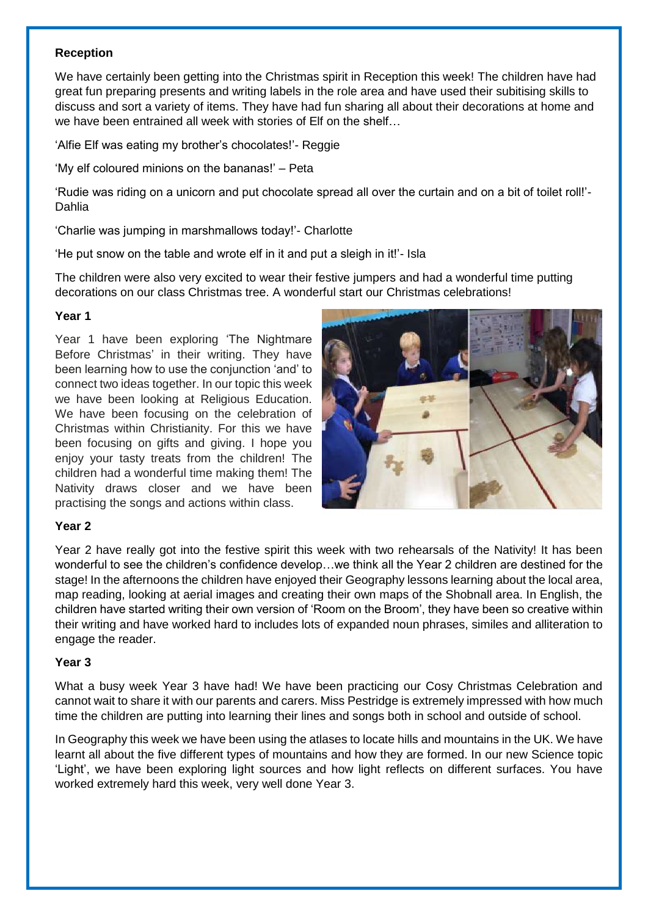**Reception**

We have certainly been getting into the Christmas spirit in Reception this week! The children have had great fun preparing presents and writing labels in the role area and have used their subitising skills to discuss and sort a variety of items. They have had fun sharing all about their decorations at home and we have been entrained all week with stories of Elf on the shelf…

'Alfie Elf was eating my brother's chocolates!'- Reggie

'My elf coloured minions on the bananas!' – Peta

'Rudie was riding on a unicorn and put chocolate spread all over the curtain and on a bit of toilet roll!'- Dahlia

'Charlie was jumping in marshmallows today!'- Charlotte

'He put snow on the table and wrote elf in it and put a sleigh in it!'- Isla

The children were also very excited to wear their festive jumpers and had a wonderful time putting decorations on our class Christmas tree. A wonderful start our Christmas celebrations!

**Year 1**

Year 1 have been exploring 'The Nightmare Before Christmas' in their writing. They have been learning how to use the conjunction 'and' to connect two ideas together. In our topic this week we have been looking at Religious Education. We have been focusing on the celebration of Christmas within Christianity. For this we have been focusing on gifts and giving. I hope you enjoy your tasty treats from the children! The children had a wonderful time making them! The Nativity draws closer and we have been practising the songs and actions within class.

**Year 2**

Year 2 have really got into the festive spirit this week with two rehearsals of the Nativity! It has been wonderful to see the children's confidence develop…we think all the Year 2 children are destined for the stage! In the afternoons the children have enjoyed their Geography lessons learning about the local area, map reading, looking at aerial images and creating their own maps of the Shobnall area. In English, the children have started writing their own version of 'Room on the Broom', they have been so creative within their writing and have worked hard to includes lots of expanded noun phrases, similes and alliteration to engage the reader.

**Year 3**

What a busy week Year 3 have had! We have been practicing our Cosy Christmas Celebration and cannot wait to share it with our parents and carers. Miss Pestridge is extremely impressed with how much time the children are putting into learning their lines and songs both in school and outside of school.

In Geography this week we have been using the atlases to locate hills and mountains in the UK. We have learnt all about the five different types of mountains and how they are formed. In our new Science topic 'Light', we have been exploring light sources and how light reflects on different surfaces. You have worked extremely hard this week, very well done Year 3.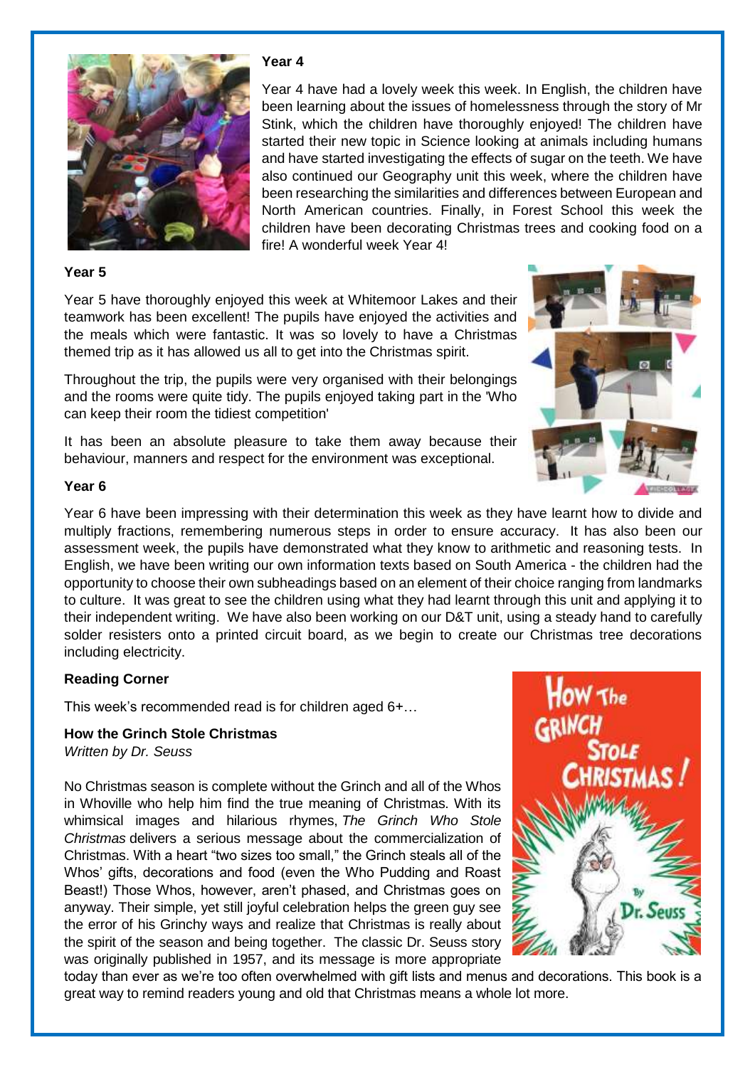**Year 4**

Year 4 have had a lovely week this week. In English, the children have been learning about the issues of homelessness through the story of Mr Stink, which the children have thoroughly enjoyed! The children have started their new topic in Science looking at animals including humans and have started investigating the effects of sugar on the teeth. We have also continued our Geography unit this week, where the children have been researching the similarities and differences between European and North American countries. Finally, in Forest School this week the children have been decorating Christmas trees and cooking food on a fire! A wonderful week Year 4!

**Year 5**

Year 5 have thoroughly enjoyed this week at Whitemoor Lakes and their teamwork has been excellent! The pupils have enjoyed the activities and the meals which were fantastic. It was so lovely to have a Christmas themed trip as it has allowed us all to get into the Christmas spirit.

Throughout the trip, the pupils were very organised with their belongings and the rooms were quite tidy. The pupils enjoyed taking part in the 'Who can keep their room the tidiest competition'

It has been an absolute pleasure to take them away because their behaviour, manners and respect for the environment was exceptional.

**Year 6**

Year 6 have been impressing with their determination this week as they have learnt how to divide and multiply fractions, remembering numerous steps in order to ensure accuracy. It has also been our assessment week, the pupils have demonstrated what they know to arithmetic and reasoning tests. In English, we have been writing our own information texts based on South America - the children had the opportunity to choose their own subheadings based on an element of their choice ranging from landmarks to culture. It was great to see the children using what they had learnt through this unit and applying it to their independent writing. We have also been working on our D&T unit, using a steady hand to carefully solder resisters onto a printed circuit board, as we begin to create our Christmas tree decorations including electricity.

**Reading Corner**

This week's recommended read is for children aged 6+…

**How the Grinch Stole Christmas**
*Written by Dr. Seuss*

No Christmas season is complete without the Grinch and all of the Whos in Whoville who help him find the true meaning of Christmas. With its whimsical images and hilarious rhymes, *The Grinch Who Stole Christmas* delivers a serious message about the commercialization of Christmas. With a heart "two sizes too small," the Grinch steals all of the Whos' gifts, decorations and food (even the Who Pudding and Roast Beast!) Those Whos, however, aren't phased, and Christmas goes on anyway. Their simple, yet still joyful celebration helps the green guy see the error of his Grinchy ways and realize that Christmas is really about the spirit of the season and being together. The classic Dr. Seuss story was originally published in 1957, and its message is more appropriate today than ever as we're too often overwhelmed with gift lists and menus and decorations. This book is a great way to remind readers young and old that Christmas means a whole lot more.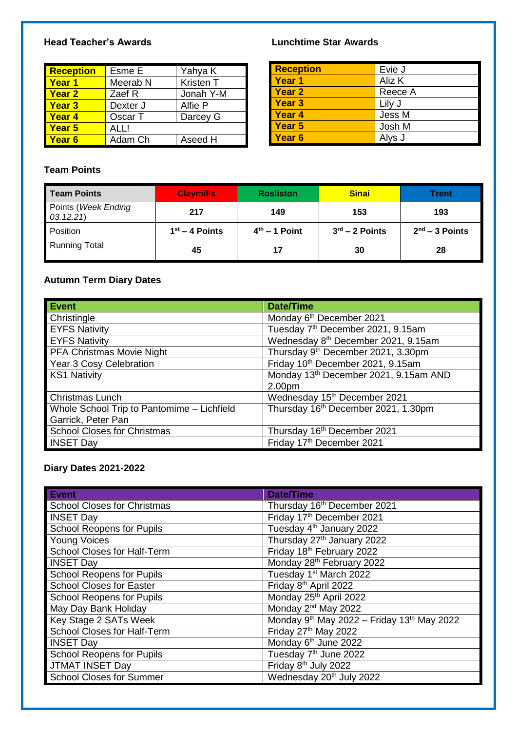**Head Teacher's Awards**

| Reception | Esme E | Yahya K |
|---|---|---|
| Year 1 | Meerab N | Kristen T |
| Year 2 | Zaef R | Jonah Y-M |
| Year 3 | Dexter J | Alfie P |
| Year 4 | Oscar T | Darcey G |
| Year 5 | ALL! | |
| Year 6 | Adam Ch | Aseed H |

**Lunchtime Star Awards**

| Reception | Evie J |
|---|---|
| Year 1 | Aliz K |
| Year 2 | Reece A |
| Year 3 | Lily J |
| Year 4 | Jess M |
| Year 5 | Josh M |
| Year 6 | Alys J |

**Team Points**

| Team Points | Claymills | Rosliston | Sinai | Trent |
|---|---|---|---|---|
| Points (*Week Ending 03.12.21*) | 217 | 149 | 153 | 193 |
| Position | 1st – 4 Points | 4th – 1 Point | 3rd – 2 Points | 2nd – 3 Points |
| Running Total | 45 | 17 | 30 | 28 |

**Autumn Term Diary Dates**

| Event | Date/Time |
|---|---|
| Christingle | Monday 6th December 2021 |
| EYFS Nativity | Tuesday 7th December 2021, 9.15am |
| EYFS Nativity | Wednesday 8th December 2021, 9.15am |
| PFA Christmas Movie Night | Thursday 9th December 2021, 3.30pm |
| Year 3 Cosy Celebration | Friday 10th December 2021, 9.15am |
| KS1 Nativity | Monday 13th December 2021, 9.15am AND 2.00pm |
| Christmas Lunch | Wednesday 15th December 2021 |
| Whole School Trip to Pantomime – Lichfield Garrick, Peter Pan | Thursday 16th December 2021, 1.30pm |
| School Closes for Christmas | Thursday 16th December 2021 |
| INSET Day | Friday 17th December 2021 |

**Diary Dates 2021-2022**

| Event | Date/Time |
|---|---|
| School Closes for Christmas | Thursday 16th December 2021 |
| INSET Day | Friday 17th December 2021 |
| School Reopens for Pupils | Tuesday 4th January 2022 |
| Young Voices | Thursday 27th January 2022 |
| School Closes for Half-Term | Friday 18th February 2022 |
| INSET Day | Monday 28th February 2022 |
| School Reopens for Pupils | Tuesday 1st March 2022 |
| School Closes for Easter | Friday 8th April 2022 |
| School Reopens for Pupils | Monday 25th April 2022 |
| May Day Bank Holiday | Monday 2nd May 2022 |
| Key Stage 2 SATs Week | Monday 9th May 2022 – Friday 13th May 2022 |
| School Closes for Half-Term | Friday 27th May 2022 |
| INSET Day | Monday 6th June 2022 |
| School Reopens for Pupils | Tuesday 7th June 2022 |
| JTMAT INSET Day | Friday 8th July 2022 |
| School Closes for Summer | Wednesday 20th July 2022 |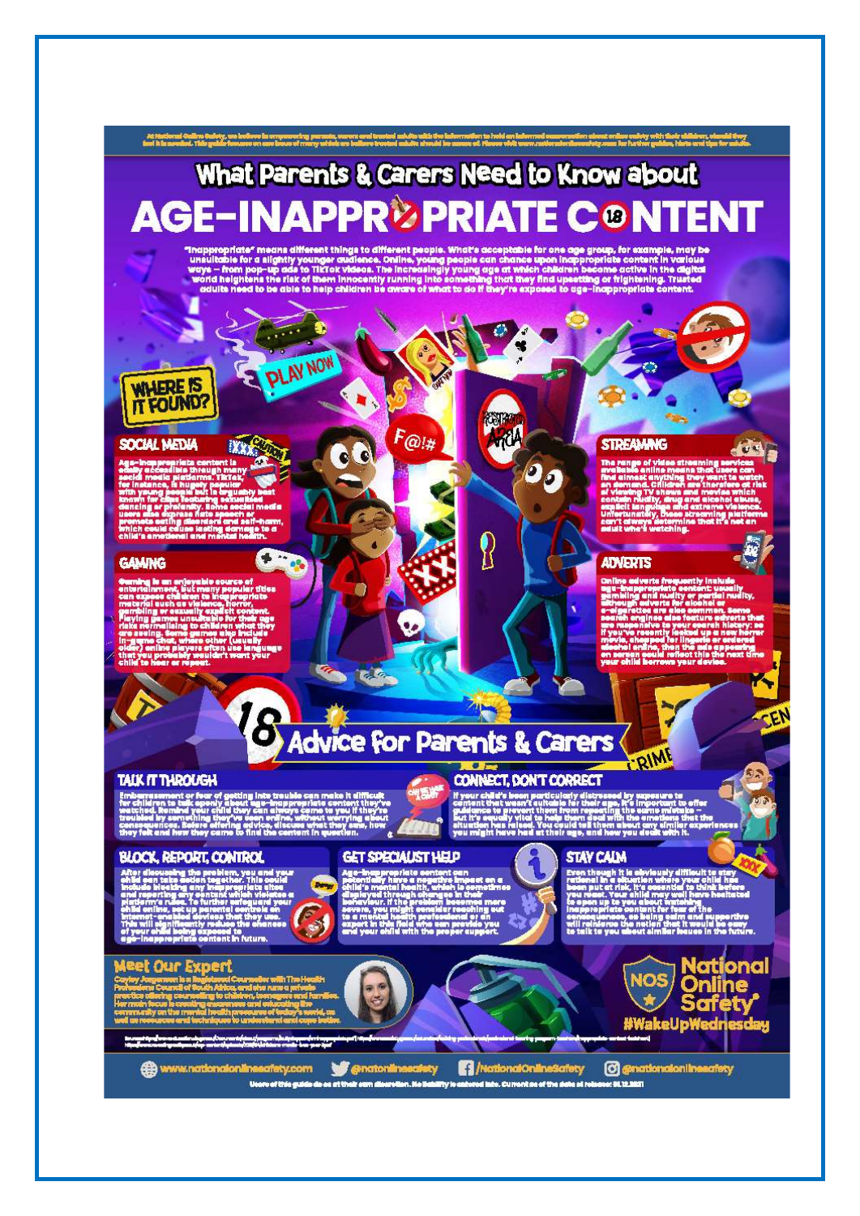At National Online Safety, we believe in empowering parents, carers and trusted adults with the information to hold an informed conversation about online safety with their children, should they feel it is needed. This guide focuses on one issue of many which we believe trusted adults should be aware of. Please visit www.nationalonlinesafety.com for further guides, hints and tips for adults.

# What Parents & Carers Need to Know about AGE-INAPPROPRIATE CONTENT

"Inappropriate" means different things to different people. What's acceptable for one age group, for example, may be unsuitable for a slightly younger audience. Online, young people can chance upon inappropriate content in various ways – from pop-up ads to TikTok videos. The increasingly young age at which children become active in the digital world heightens the risk of them innocently running into something that they find upsetting or frightening. Trusted adults need to be able to help children be aware of what to do if they're exposed to age-inappropriate content.

## WHERE IS IT FOUND?

### SOCIAL MEDIA

Age-inappropriate content is easily accessible through many social media platforms. TikTok, for instance, is hugely popular with young people but is arguably best known for clips featuring sexualised dancing or profanity. Some social media users also express hate speech or promote eating disorders and self-harm, which could cause lasting damage to a child's emotional and mental health.

### GAMING

Gaming is an enjoyable source of entertainment, but many popular titles can expose children to inappropriate material such as violence, horror, gambling or sexually explicit content. Playing games unsuitable for their age risks normalising to children what they are seeing. Some games also include in-game chat, where other (usually older) online players often use language that you probably wouldn't want your child to hear or repeat.

### STREAMING

The range of video streaming services available online means that users can find almost anything they want to watch on demand. Children are therefore at risk of viewing TV shows and movies which contain nudity, drug and alcohol abuse, explicit language and extreme violence. Unfortunately, these streaming platforms can't always determine that it's not an adult who's watching.

### ADVERTS

Online adverts frequently include age-inappropriate content: usually gambling and nudity or partial nudity, although adverts for alcohol or e-cigarettes are also common. Some search engines also feature adverts that are responsive to your search history: so if you've recently looked up a new horror movie, shopped for lingerie or ordered alcohol online, then the ads appearing on screen could reflect this the next time your child borrows your device.

## Advice for Parents & Carers

### TALK IT THROUGH

Embarrassment or fear of getting into trouble can make it difficult for children to talk openly about age-inappropriate content they've watched. Remind your child they can always come to you if they're troubled by something they've seen online, without worrying about consequences. Before offering advice, discuss what they saw, how they felt and how they came to find the content in question.

### CONNECT, DON'T CORRECT

If your child's been particularly distressed by exposure to content that wasn't suitable for their age, it's important to offer guidance to prevent them from repeating the same mistake – but it's equally vital to help them deal with the emotions that the situation has incited. You could tell them about any similar experiences you might have had at their age, and how you dealt with it.

### BLOCK, REPORT, CONTROL

After discussing the problem, you and your child can take action together. This could include blocking any inappropriate sites and reporting any content which violates a platform's rules. To further safeguard your child online, set up parental controls on internet-enabled devices that they use. This will significantly reduce the chances of your child being exposed to age-inappropriate content in future.

### GET SPECIALIST HELP

Age-inappropriate content can potentially have a negative impact on a child's mental health, which is sometimes displayed through changes in their behaviour. If the problem becomes more severe, you might consider reaching out to a mental health professional or an expert in this field who can provide you and your child with the proper support.

### STAY CALM

Even though it is obviously difficult to stay rational in a situation where your child has been put at risk, it's essential to think before you react. Your child may well have hesitated to open up to you about watching inappropriate content for fear of the consequences, so being calm and supportive will reinforce the notion that it would be easy to talk to you about similar issues in the future.

## Meet Our Expert

Cayley Jorgensen is a Registered Counsellor with The Health Professions Council of South Africa, and she runs a private practice offering counselling to children, teenagers and families. Her main focus is creating awareness and educating the community on the mental health pressures of today's world, as well as resources and techniques to understand and cope better.

National Online Safety
#WakeUpWednesday

www.nationalonlinesafety.com | @natonlinesafety | /NationalOnlineSafety | @nationalonlinesafety

Users of this guide do so at their own discretion. No liability is entered into. Current as of the date of release: 01.12.2021